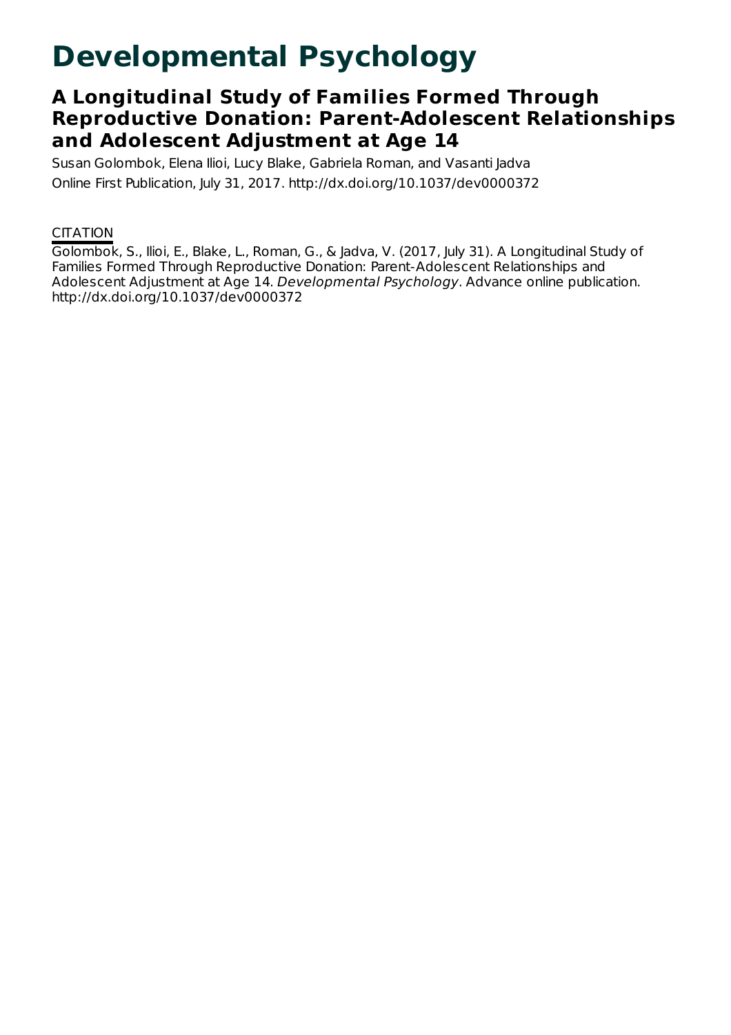# Developmental Psychology

## A Longitudinal Study of Families Formed Through Reproductive Donation: Parent-Adolescent Relationships and Adolescent Adjustment at Age 14

Susan Golombok, Elena Ilioi, Lucy Blake, Gabriela Roman, and Vasanti Jadva

Online First Publication, July 31, 2017. http://dx.doi.org/10.1037/dev0000372

CITATION

Golombok, S., Ilioi, E., Blake, L., Roman, G., & Jadva, V. (2017, July 31). A Longitudinal Study of Families Formed Through Reproductive Donation: Parent-Adolescent Relationships and Adolescent Adjustment at Age 14. *Developmental Psychology*. Advance online publication. http://dx.doi.org/10.1037/dev0000372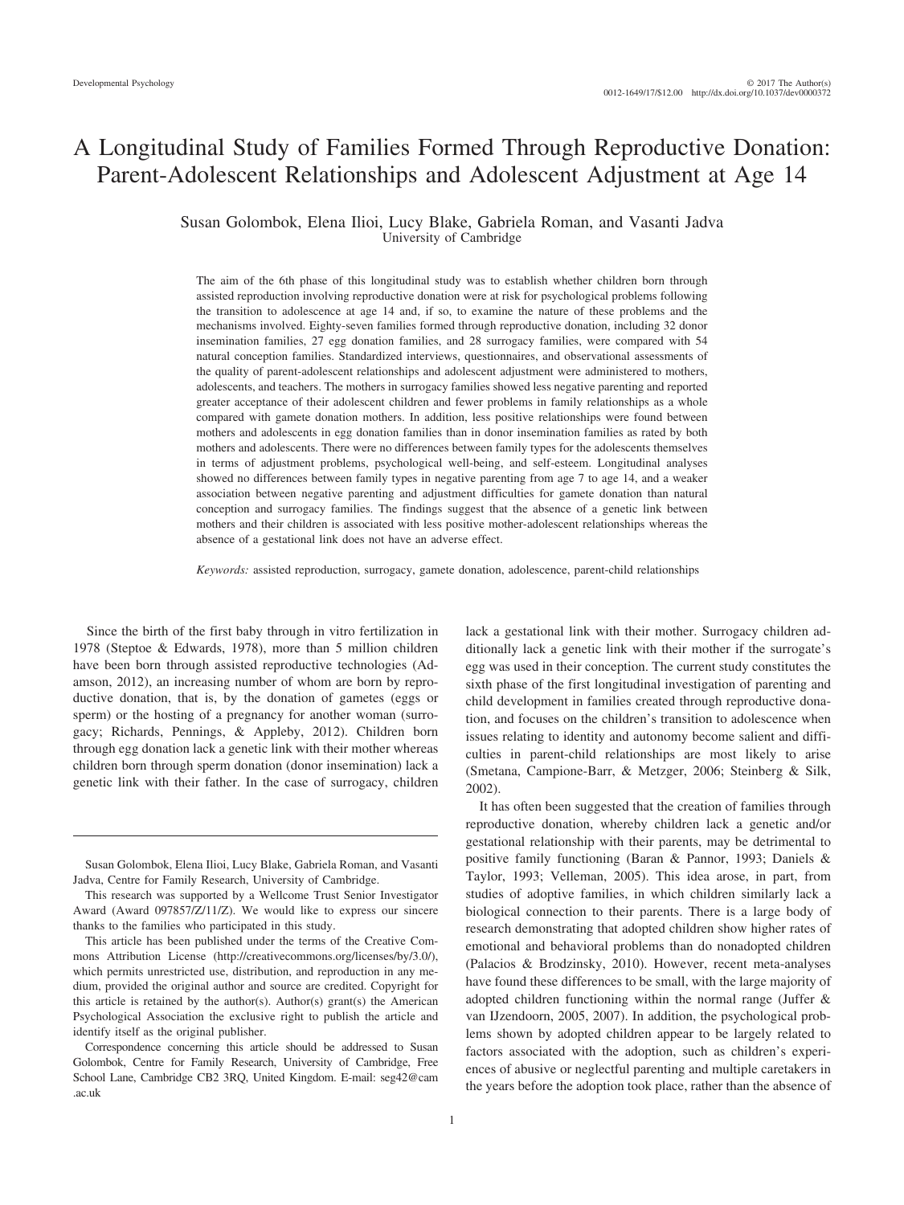# A Longitudinal Study of Families Formed Through Reproductive Donation: Parent-Adolescent Relationships and Adolescent Adjustment at Age 14

Susan Golombok, Elena Ilioi, Lucy Blake, Gabriela Roman, and Vasanti Jadva
University of Cambridge

The aim of the 6th phase of this longitudinal study was to establish whether children born through assisted reproduction involving reproductive donation were at risk for psychological problems following the transition to adolescence at age 14 and, if so, to examine the nature of these problems and the mechanisms involved. Eighty-seven families formed through reproductive donation, including 32 donor insemination families, 27 egg donation families, and 28 surrogacy families, were compared with 54 natural conception families. Standardized interviews, questionnaires, and observational assessments of the quality of parent-adolescent relationships and adolescent adjustment were administered to mothers, adolescents, and teachers. The mothers in surrogacy families showed less negative parenting and reported greater acceptance of their adolescent children and fewer problems in family relationships as a whole compared with gamete donation mothers. In addition, less positive relationships were found between mothers and adolescents in egg donation families than in donor insemination families as rated by both mothers and adolescents. There were no differences between family types for the adolescents themselves in terms of adjustment problems, psychological well-being, and self-esteem. Longitudinal analyses showed no differences between family types in negative parenting from age 7 to age 14, and a weaker association between negative parenting and adjustment difficulties for gamete donation than natural conception and surrogacy families. The findings suggest that the absence of a genetic link between mothers and their children is associated with less positive mother-adolescent relationships whereas the absence of a gestational link does not have an adverse effect.

*Keywords:* assisted reproduction, surrogacy, gamete donation, adolescence, parent-child relationships

Since the birth of the first baby through in vitro fertilization in 1978 (Steptoe & Edwards, 1978), more than 5 million children have been born through assisted reproductive technologies (Adamson, 2012), an increasing number of whom are born by reproductive donation, that is, by the donation of gametes (eggs or sperm) or the hosting of a pregnancy for another woman (surrogacy; Richards, Pennings, & Appleby, 2012). Children born through egg donation lack a genetic link with their mother whereas children born through sperm donation (donor insemination) lack a genetic link with their father. In the case of surrogacy, children lack a gestational link with their mother. Surrogacy children additionally lack a genetic link with their mother if the surrogate's egg was used in their conception. The current study constitutes the sixth phase of the first longitudinal investigation of parenting and child development in families created through reproductive donation, and focuses on the children's transition to adolescence when issues relating to identity and autonomy become salient and difficulties in parent-child relationships are most likely to arise (Smetana, Campione-Barr, & Metzger, 2006; Steinberg & Silk, 2002).

It has often been suggested that the creation of families through reproductive donation, whereby children lack a genetic and/or gestational relationship with their parents, may be detrimental to positive family functioning (Baran & Pannor, 1993; Daniels & Taylor, 1993; Velleman, 2005). This idea arose, in part, from studies of adoptive families, in which children similarly lack a biological connection to their parents. There is a large body of research demonstrating that adopted children show higher rates of emotional and behavioral problems than do nonadopted children (Palacios & Brodzinsky, 2010). However, recent meta-analyses have found these differences to be small, with the large majority of adopted children functioning within the normal range (Juffer & van IJzendoorn, 2005, 2007). In addition, the psychological problems shown by adopted children appear to be largely related to factors associated with the adoption, such as children's experiences of abusive or neglectful parenting and multiple caretakers in the years before the adoption took place, rather than the absence of

Susan Golombok, Elena Ilioi, Lucy Blake, Gabriela Roman, and Vasanti Jadva, Centre for Family Research, University of Cambridge.

This research was supported by a Wellcome Trust Senior Investigator Award (Award 097857/Z/11/Z). We would like to express our sincere thanks to the families who participated in this study.

This article has been published under the terms of the Creative Commons Attribution License (http://creativecommons.org/licenses/by/3.0/), which permits unrestricted use, distribution, and reproduction in any medium, provided the original author and source are credited. Copyright for this article is retained by the author(s). Author(s) grant(s) the American Psychological Association the exclusive right to publish the article and identify itself as the original publisher.

Correspondence concerning this article should be addressed to Susan Golombok, Centre for Family Research, University of Cambridge, Free School Lane, Cambridge CB2 3RQ, United Kingdom. E-mail: seg42@cam.ac.uk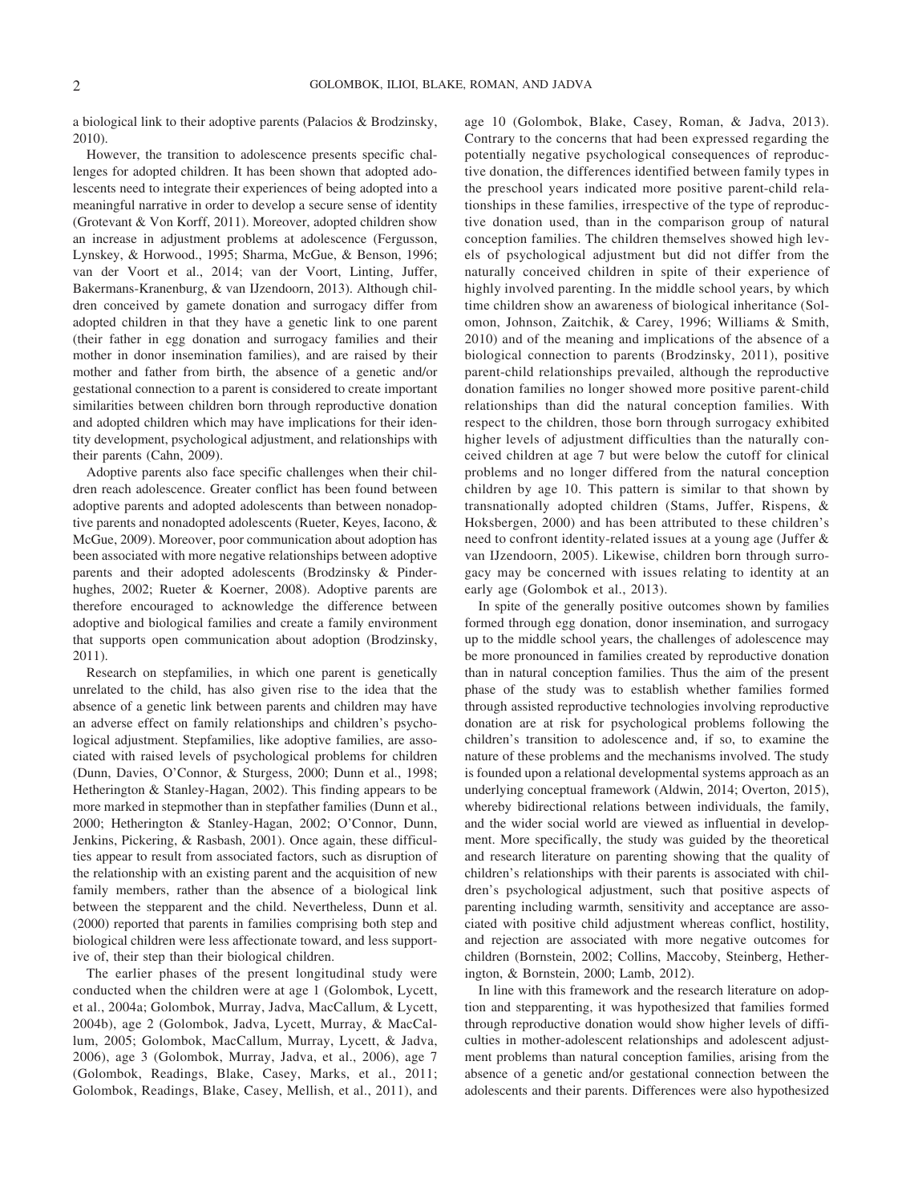a biological link to their adoptive parents (Palacios & Brodzinsky, 2010).

However, the transition to adolescence presents specific challenges for adopted children. It has been shown that adopted adolescents need to integrate their experiences of being adopted into a meaningful narrative in order to develop a secure sense of identity (Grotevant & Von Korff, 2011). Moreover, adopted children show an increase in adjustment problems at adolescence (Fergusson, Lynskey, & Horwood., 1995; Sharma, McGue, & Benson, 1996; van der Voort et al., 2014; van der Voort, Linting, Juffer, Bakermans-Kranenburg, & van IJzendoorn, 2013). Although children conceived by gamete donation and surrogacy differ from adopted children in that they have a genetic link to one parent (their father in egg donation and surrogacy families and their mother in donor insemination families), and are raised by their mother and father from birth, the absence of a genetic and/or gestational connection to a parent is considered to create important similarities between children born through reproductive donation and adopted children which may have implications for their identity development, psychological adjustment, and relationships with their parents (Cahn, 2009).

Adoptive parents also face specific challenges when their children reach adolescence. Greater conflict has been found between adoptive parents and adopted adolescents than between nonadoptive parents and nonadopted adolescents (Rueter, Keyes, Iacono, & McGue, 2009). Moreover, poor communication about adoption has been associated with more negative relationships between adoptive parents and their adopted adolescents (Brodzinsky & Pinderhughes, 2002; Rueter & Koerner, 2008). Adoptive parents are therefore encouraged to acknowledge the difference between adoptive and biological families and create a family environment that supports open communication about adoption (Brodzinsky, 2011).

Research on stepfamilies, in which one parent is genetically unrelated to the child, has also given rise to the idea that the absence of a genetic link between parents and children may have an adverse effect on family relationships and children's psychological adjustment. Stepfamilies, like adoptive families, are associated with raised levels of psychological problems for children (Dunn, Davies, O'Connor, & Sturgess, 2000; Dunn et al., 1998; Hetherington & Stanley-Hagan, 2002). This finding appears to be more marked in stepmother than in stepfather families (Dunn et al., 2000; Hetherington & Stanley-Hagan, 2002; O'Connor, Dunn, Jenkins, Pickering, & Rasbash, 2001). Once again, these difficulties appear to result from associated factors, such as disruption of the relationship with an existing parent and the acquisition of new family members, rather than the absence of a biological link between the stepparent and the child. Nevertheless, Dunn et al. (2000) reported that parents in families comprising both step and biological children were less affectionate toward, and less supportive of, their step than their biological children.

The earlier phases of the present longitudinal study were conducted when the children were at age 1 (Golombok, Lycett, et al., 2004a; Golombok, Murray, Jadva, MacCallum, & Lycett, 2004b), age 2 (Golombok, Jadva, Lycett, Murray, & MacCallum, 2005; Golombok, MacCallum, Murray, Lycett, & Jadva, 2006), age 3 (Golombok, Murray, Jadva, et al., 2006), age 7 (Golombok, Readings, Blake, Casey, Marks, et al., 2011; Golombok, Readings, Blake, Casey, Mellish, et al., 2011), and age 10 (Golombok, Blake, Casey, Roman, & Jadva, 2013). Contrary to the concerns that had been expressed regarding the potentially negative psychological consequences of reproductive donation, the differences identified between family types in the preschool years indicated more positive parent-child relationships in these families, irrespective of the type of reproductive donation used, than in the comparison group of natural conception families. The children themselves showed high levels of psychological adjustment but did not differ from the naturally conceived children in spite of their experience of highly involved parenting. In the middle school years, by which time children show an awareness of biological inheritance (Solomon, Johnson, Zaitchik, & Carey, 1996; Williams & Smith, 2010) and of the meaning and implications of the absence of a biological connection to parents (Brodzinsky, 2011), positive parent-child relationships prevailed, although the reproductive donation families no longer showed more positive parent-child relationships than did the natural conception families. With respect to the children, those born through surrogacy exhibited higher levels of adjustment difficulties than the naturally conceived children at age 7 but were below the cutoff for clinical problems and no longer differed from the natural conception children by age 10. This pattern is similar to that shown by transnationally adopted children (Stams, Juffer, Rispens, & Hoksbergen, 2000) and has been attributed to these children's need to confront identity-related issues at a young age (Juffer & van IJzendoorn, 2005). Likewise, children born through surrogacy may be concerned with issues relating to identity at an early age (Golombok et al., 2013).

In spite of the generally positive outcomes shown by families formed through egg donation, donor insemination, and surrogacy up to the middle school years, the challenges of adolescence may be more pronounced in families created by reproductive donation than in natural conception families. Thus the aim of the present phase of the study was to establish whether families formed through assisted reproductive technologies involving reproductive donation are at risk for psychological problems following the children's transition to adolescence and, if so, to examine the nature of these problems and the mechanisms involved. The study is founded upon a relational developmental systems approach as an underlying conceptual framework (Aldwin, 2014; Overton, 2015), whereby bidirectional relations between individuals, the family, and the wider social world are viewed as influential in development. More specifically, the study was guided by the theoretical and research literature on parenting showing that the quality of children's relationships with their parents is associated with children's psychological adjustment, such that positive aspects of parenting including warmth, sensitivity and acceptance are associated with positive child adjustment whereas conflict, hostility, and rejection are associated with more negative outcomes for children (Bornstein, 2002; Collins, Maccoby, Steinberg, Hetherington, & Bornstein, 2000; Lamb, 2012).

In line with this framework and the research literature on adoption and stepparenting, it was hypothesized that families formed through reproductive donation would show higher levels of difficulties in mother-adolescent relationships and adolescent adjustment problems than natural conception families, arising from the absence of a genetic and/or gestational connection between the adolescents and their parents. Differences were also hypothesized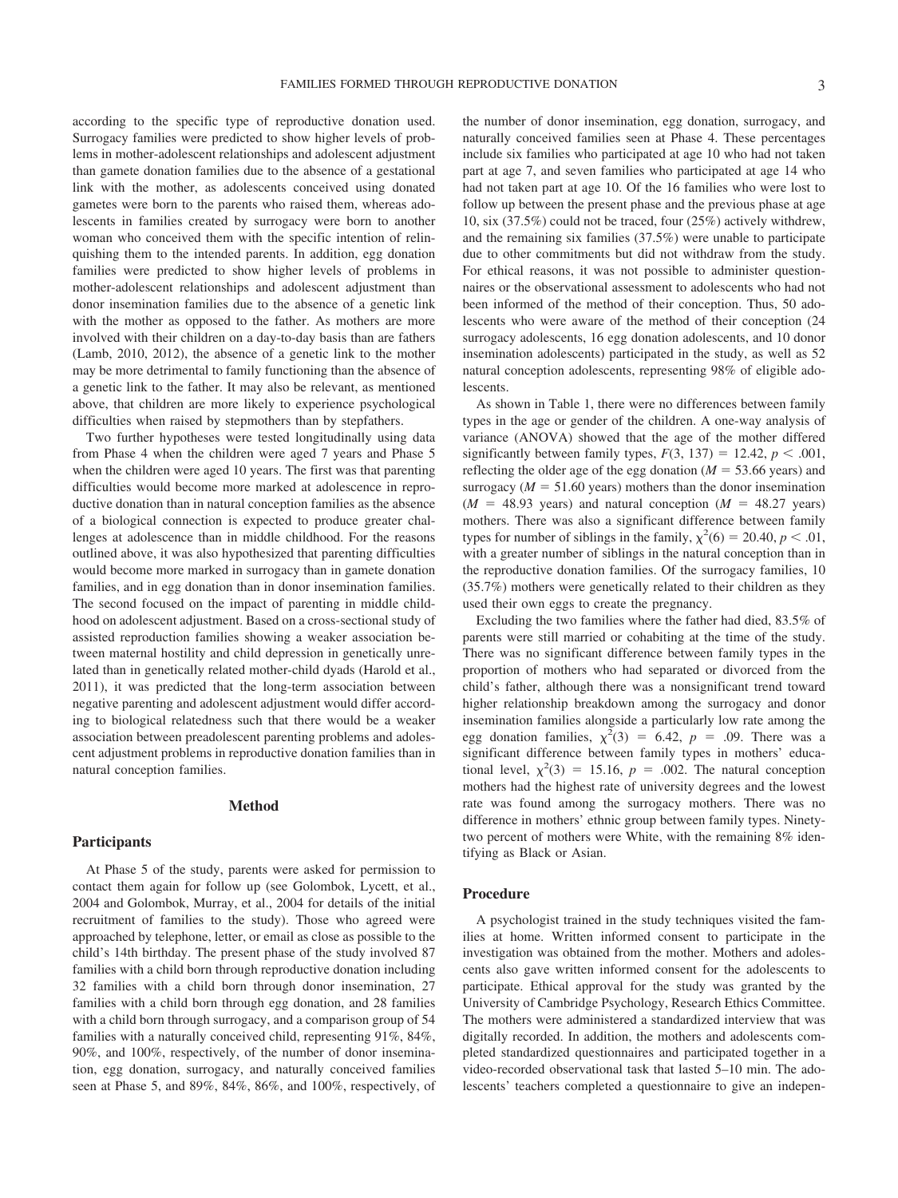according to the specific type of reproductive donation used. Surrogacy families were predicted to show higher levels of problems in mother-adolescent relationships and adolescent adjustment than gamete donation families due to the absence of a gestational link with the mother, as adolescents conceived using donated gametes were born to the parents who raised them, whereas adolescents in families created by surrogacy were born to another woman who conceived them with the specific intention of relinquishing them to the intended parents. In addition, egg donation families were predicted to show higher levels of problems in mother-adolescent relationships and adolescent adjustment than donor insemination families due to the absence of a genetic link with the mother as opposed to the father. As mothers are more involved with their children on a day-to-day basis than are fathers (Lamb, 2010, 2012), the absence of a genetic link to the mother may be more detrimental to family functioning than the absence of a genetic link to the father. It may also be relevant, as mentioned above, that children are more likely to experience psychological difficulties when raised by stepmothers than by stepfathers.

Two further hypotheses were tested longitudinally using data from Phase 4 when the children were aged 7 years and Phase 5 when the children were aged 10 years. The first was that parenting difficulties would become more marked at adolescence in reproductive donation than in natural conception families as the absence of a biological connection is expected to produce greater challenges at adolescence than in middle childhood. For the reasons outlined above, it was also hypothesized that parenting difficulties would become more marked in surrogacy than in gamete donation families, and in egg donation than in donor insemination families. The second focused on the impact of parenting in middle childhood on adolescent adjustment. Based on a cross-sectional study of assisted reproduction families showing a weaker association between maternal hostility and child depression in genetically unrelated than in genetically related mother-child dyads (Harold et al., 2011), it was predicted that the long-term association between negative parenting and adolescent adjustment would differ according to biological relatedness such that there would be a weaker association between preadolescent parenting problems and adolescent adjustment problems in reproductive donation families than in natural conception families.

## Method

### Participants

At Phase 5 of the study, parents were asked for permission to contact them again for follow up (see Golombok, Lycett, et al., 2004 and Golombok, Murray, et al., 2004 for details of the initial recruitment of families to the study). Those who agreed were approached by telephone, letter, or email as close as possible to the child's 14th birthday. The present phase of the study involved 87 families with a child born through reproductive donation including 32 families with a child born through donor insemination, 27 families with a child born through egg donation, and 28 families with a child born through surrogacy, and a comparison group of 54 families with a naturally conceived child, representing 91%, 84%, 90%, and 100%, respectively, of the number of donor insemination, egg donation, surrogacy, and naturally conceived families seen at Phase 5, and 89%, 84%, 86%, and 100%, respectively, of the number of donor insemination, egg donation, surrogacy, and naturally conceived families seen at Phase 4. These percentages include six families who participated at age 10 who had not taken part at age 7, and seven families who participated at age 14 who had not taken part at age 10. Of the 16 families who were lost to follow up between the present phase and the previous phase at age 10, six (37.5%) could not be traced, four (25%) actively withdrew, and the remaining six families (37.5%) were unable to participate due to other commitments but did not withdraw from the study. For ethical reasons, it was not possible to administer questionnaires or the observational assessment to adolescents who had not been informed of the method of their conception. Thus, 50 adolescents who were aware of the method of their conception (24 surrogacy adolescents, 16 egg donation adolescents, and 10 donor insemination adolescents) participated in the study, as well as 52 natural conception adolescents, representing 98% of eligible adolescents.

As shown in Table 1, there were no differences between family types in the age or gender of the children. A one-way analysis of variance (ANOVA) showed that the age of the mother differed significantly between family types, $F(3, 137) = 12.42$, $p < .001$, reflecting the older age of the egg donation ($M = 53.66$ years) and surrogacy ($M = 51.60$ years) mothers than the donor insemination ($M = 48.93$ years) and natural conception ($M = 48.27$ years) mothers. There was also a significant difference between family types for number of siblings in the family, $\chi^2(6) = 20.40$, $p < .01$, with a greater number of siblings in the natural conception than in the reproductive donation families. Of the surrogacy families, 10 (35.7%) mothers were genetically related to their children as they used their own eggs to create the pregnancy.

Excluding the two families where the father had died, 83.5% of parents were still married or cohabiting at the time of the study. There was no significant difference between family types in the proportion of mothers who had separated or divorced from the child's father, although there was a nonsignificant trend toward higher relationship breakdown among the surrogacy and donor insemination families alongside a particularly low rate among the egg donation families, $\chi^2(3) = 6.42$, $p = .09$. There was a significant difference between family types in mothers' educational level, $\chi^2(3) = 15.16$, $p = .002$. The natural conception mothers had the highest rate of university degrees and the lowest rate was found among the surrogacy mothers. There was no difference in mothers' ethnic group between family types. Ninety-two percent of mothers were White, with the remaining 8% identifying as Black or Asian.

### Procedure

A psychologist trained in the study techniques visited the families at home. Written informed consent to participate in the investigation was obtained from the mother. Mothers and adolescents also gave written informed consent for the adolescents to participate. Ethical approval for the study was granted by the University of Cambridge Psychology, Research Ethics Committee. The mothers were administered a standardized interview that was digitally recorded. In addition, the mothers and adolescents completed standardized questionnaires and participated together in a video-recorded observational task that lasted 5–10 min. The adolescents' teachers completed a questionnaire to give an indepen-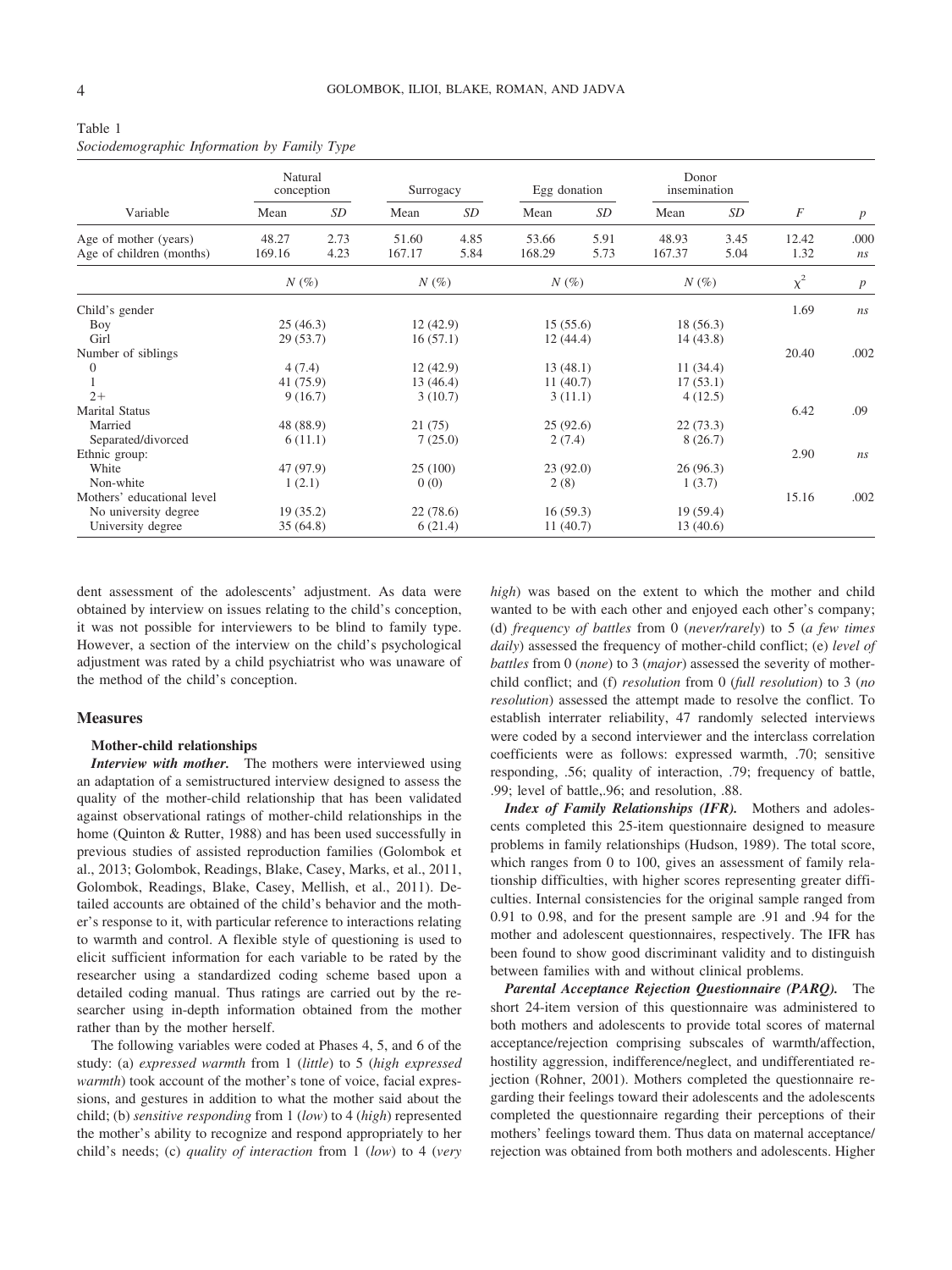Table 1
*Sociodemographic Information by Family Type*

| Variable | Natural conception | | Surrogacy | | Egg donation | | Donor insemination | | | |
|---|---|---|---|---|---|---|---|---|---|---|
| | Mean | *SD* | Mean | *SD* | Mean | *SD* | Mean | *SD* | *F* | *p* |
| Age of mother (years) | 48.27 | 2.73 | 51.60 | 4.85 | 53.66 | 5.91 | 48.93 | 3.45 | 12.42 | .000 |
| Age of children (months) | 169.16 | 4.23 | 167.17 | 5.84 | 168.29 | 5.73 | 167.37 | 5.04 | 1.32 | *ns* |
| | *N* (%) | | *N* (%) | | *N* (%) | | *N* (%) | | $\chi^2$ | *p* |
| Child's gender | | | | | | | | | 1.69 | *ns* |
| Boy | 25 (46.3) | | 12 (42.9) | | 15 (55.6) | | 18 (56.3) | | | |
| Girl | 29 (53.7) | | 16 (57.1) | | 12 (44.4) | | 14 (43.8) | | | |
| Number of siblings | | | | | | | | | 20.40 | .002 |
| 0 | 4 (7.4) | | 12 (42.9) | | 13 (48.1) | | 11 (34.4) | | | |
| 1 | 41 (75.9) | | 13 (46.4) | | 11 (40.7) | | 17 (53.1) | | | |
| 2+ | 9 (16.7) | | 3 (10.7) | | 3 (11.1) | | 4 (12.5) | | | |
| Marital Status | | | | | | | | | 6.42 | .09 |
| Married | 48 (88.9) | | 21 (75) | | 25 (92.6) | | 22 (73.3) | | | |
| Separated/divorced | 6 (11.1) | | 7 (25.0) | | 2 (7.4) | | 8 (26.7) | | | |
| Ethnic group: | | | | | | | | | 2.90 | *ns* |
| White | 47 (97.9) | | 25 (100) | | 23 (92.0) | | 26 (96.3) | | | |
| Non-white | 1 (2.1) | | 0 (0) | | 2 (8) | | 1 (3.7) | | | |
| Mothers' educational level | | | | | | | | | 15.16 | .002 |
| No university degree | 19 (35.2) | | 22 (78.6) | | 16 (59.3) | | 19 (59.4) | | | |
| University degree | 35 (64.8) | | 6 (21.4) | | 11 (40.7) | | 13 (40.6) | | | |

dent assessment of the adolescents' adjustment. As data were obtained by interview on issues relating to the child's conception, it was not possible for interviewers to be blind to family type. However, a section of the interview on the child's psychological adjustment was rated by a child psychiatrist who was unaware of the method of the child's conception.

## Measures

### Mother-child relationships

***Interview with mother.*** The mothers were interviewed using an adaptation of a semistructured interview designed to assess the quality of the mother-child relationship that has been validated against observational ratings of mother-child relationships in the home (Quinton & Rutter, 1988) and has been used successfully in previous studies of assisted reproduction families (Golombok et al., 2013; Golombok, Readings, Blake, Casey, Marks, et al., 2011, Golombok, Readings, Blake, Casey, Mellish, et al., 2011). Detailed accounts are obtained of the child's behavior and the mother's response to it, with particular reference to interactions relating to warmth and control. A flexible style of questioning is used to elicit sufficient information for each variable to be rated by the researcher using a standardized coding scheme based upon a detailed coding manual. Thus ratings are carried out by the researcher using in-depth information obtained from the mother rather than by the mother herself.

The following variables were coded at Phases 4, 5, and 6 of the study: (a) *expressed warmth* from 1 (*little*) to 5 (*high expressed warmth*) took account of the mother's tone of voice, facial expressions, and gestures in addition to what the mother said about the child; (b) *sensitive responding* from 1 (*low*) to 4 (*high*) represented the mother's ability to recognize and respond appropriately to her child's needs; (c) *quality of interaction* from 1 (*low*) to 4 (*very high*) was based on the extent to which the mother and child wanted to be with each other and enjoyed each other's company; (d) *frequency of battles* from 0 (*never/rarely*) to 5 (*a few times daily*) assessed the frequency of mother-child conflict; (e) *level of battles* from 0 (*none*) to 3 (*major*) assessed the severity of mother-child conflict; and (f) *resolution* from 0 (*full resolution*) to 3 (*no resolution*) assessed the attempt made to resolve the conflict. To establish interrater reliability, 47 randomly selected interviews were coded by a second interviewer and the interclass correlation coefficients were as follows: expressed warmth, .70; sensitive responding, .56; quality of interaction, .79; frequency of battle, .99; level of battle,.96; and resolution, .88.

***Index of Family Relationships (IFR).*** Mothers and adolescents completed this 25-item questionnaire designed to measure problems in family relationships (Hudson, 1989). The total score, which ranges from 0 to 100, gives an assessment of family relationship difficulties, with higher scores representing greater difficulties. Internal consistencies for the original sample ranged from 0.91 to 0.98, and for the present sample are .91 and .94 for the mother and adolescent questionnaires, respectively. The IFR has been found to show good discriminant validity and to distinguish between families with and without clinical problems.

***Parental Acceptance Rejection Questionnaire (PARQ).*** The short 24-item version of this questionnaire was administered to both mothers and adolescents to provide total scores of maternal acceptance/rejection comprising subscales of warmth/affection, hostility aggression, indifference/neglect, and undifferentiated rejection (Rohner, 2001). Mothers completed the questionnaire regarding their feelings toward their adolescents and the adolescents completed the questionnaire regarding their perceptions of their mothers' feelings toward them. Thus data on maternal acceptance/rejection was obtained from both mothers and adolescents. Higher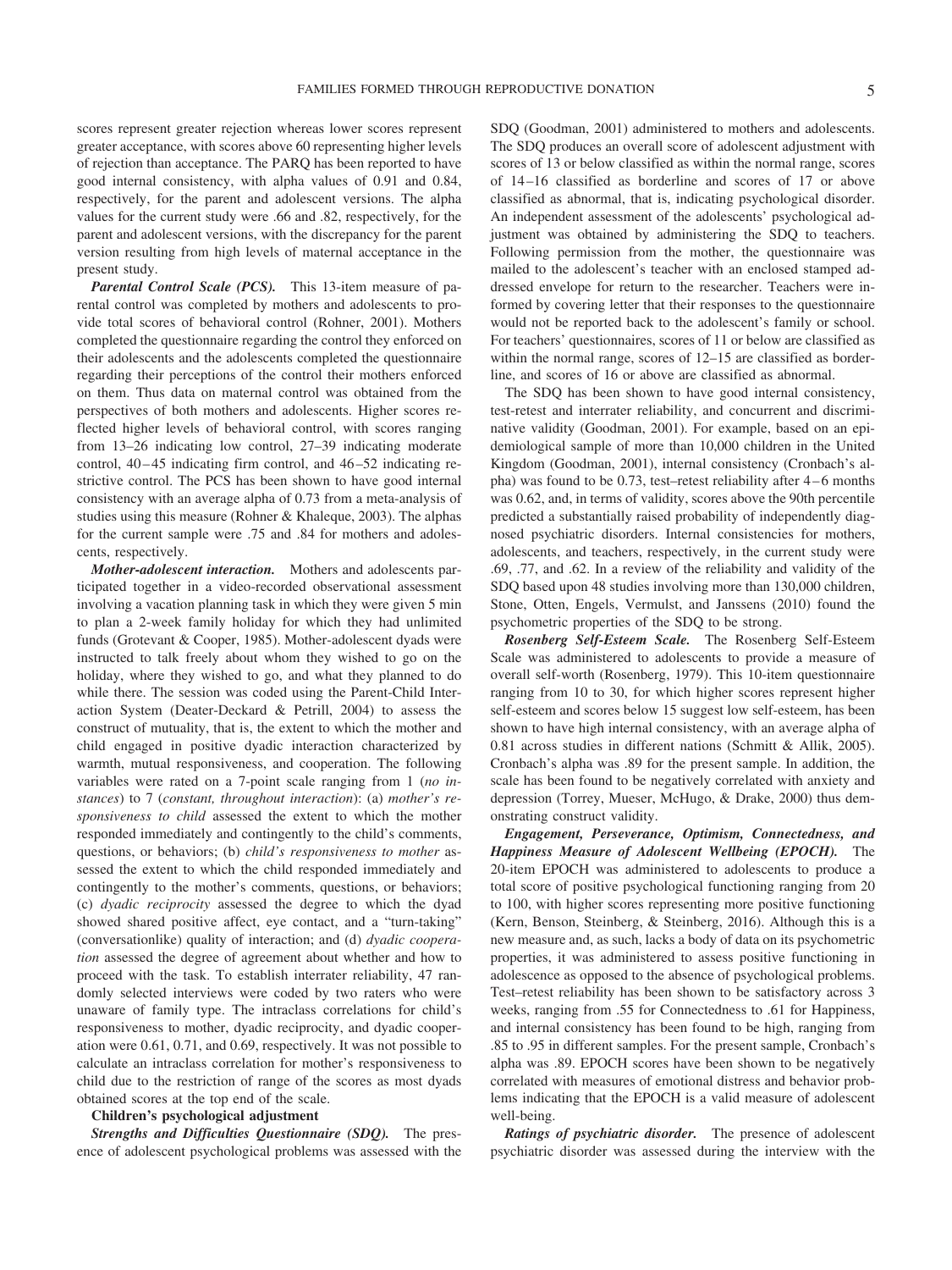scores represent greater rejection whereas lower scores represent greater acceptance, with scores above 60 representing higher levels of rejection than acceptance. The PARQ has been reported to have good internal consistency, with alpha values of 0.91 and 0.84, respectively, for the parent and adolescent versions. The alpha values for the current study were .66 and .82, respectively, for the parent and adolescent versions, with the discrepancy for the parent version resulting from high levels of maternal acceptance in the present study.

***Parental Control Scale (PCS).*** This 13-item measure of parental control was completed by mothers and adolescents to provide total scores of behavioral control (Rohner, 2001). Mothers completed the questionnaire regarding the control they enforced on their adolescents and the adolescents completed the questionnaire regarding their perceptions of the control their mothers enforced on them. Thus data on maternal control was obtained from the perspectives of both mothers and adolescents. Higher scores reflected higher levels of behavioral control, with scores ranging from 13–26 indicating low control, 27–39 indicating moderate control, 40–45 indicating firm control, and 46–52 indicating restrictive control. The PCS has been shown to have good internal consistency with an average alpha of 0.73 from a meta-analysis of studies using this measure (Rohner & Khaleque, 2003). The alphas for the current sample were .75 and .84 for mothers and adolescents, respectively.

***Mother-adolescent interaction.*** Mothers and adolescents participated together in a video-recorded observational assessment involving a vacation planning task in which they were given 5 min to plan a 2-week family holiday for which they had unlimited funds (Grotevant & Cooper, 1985). Mother-adolescent dyads were instructed to talk freely about whom they wished to go on the holiday, where they wished to go, and what they planned to do while there. The session was coded using the Parent-Child Interaction System (Deater-Deckard & Petrill, 2004) to assess the construct of mutuality, that is, the extent to which the mother and child engaged in positive dyadic interaction characterized by warmth, mutual responsiveness, and cooperation. The following variables were rated on a 7-point scale ranging from 1 (*no instances*) to 7 (*constant, throughout interaction*): (a) *mother's responsiveness to child* assessed the extent to which the mother responded immediately and contingently to the child's comments, questions, or behaviors; (b) *child's responsiveness to mother* assessed the extent to which the child responded immediately and contingently to the mother's comments, questions, or behaviors; (c) *dyadic reciprocity* assessed the degree to which the dyad showed shared positive affect, eye contact, and a "turn-taking" (conversationlike) quality of interaction; and (d) *dyadic cooperation* assessed the degree of agreement about whether and how to proceed with the task. To establish interrater reliability, 47 randomly selected interviews were coded by two raters who were unaware of family type. The intraclass correlations for child's responsiveness to mother, dyadic reciprocity, and dyadic cooperation were 0.61, 0.71, and 0.69, respectively. It was not possible to calculate an intraclass correlation for mother's responsiveness to child due to the restriction of range of the scores as most dyads obtained scores at the top end of the scale.

**Children's psychological adjustment**

***Strengths and Difficulties Questionnaire (SDQ).*** The presence of adolescent psychological problems was assessed with the SDQ (Goodman, 2001) administered to mothers and adolescents. The SDQ produces an overall score of adolescent adjustment with scores of 13 or below classified as within the normal range, scores of 14–16 classified as borderline and scores of 17 or above classified as abnormal, that is, indicating psychological disorder. An independent assessment of the adolescents' psychological adjustment was obtained by administering the SDQ to teachers. Following permission from the mother, the questionnaire was mailed to the adolescent's teacher with an enclosed stamped addressed envelope for return to the researcher. Teachers were informed by covering letter that their responses to the questionnaire would not be reported back to the adolescent's family or school. For teachers' questionnaires, scores of 11 or below are classified as within the normal range, scores of 12–15 are classified as borderline, and scores of 16 or above are classified as abnormal.

The SDQ has been shown to have good internal consistency, test-retest and interrater reliability, and concurrent and discriminative validity (Goodman, 2001). For example, based on an epidemiological sample of more than 10,000 children in the United Kingdom (Goodman, 2001), internal consistency (Cronbach's alpha) was found to be 0.73, test–retest reliability after 4–6 months was 0.62, and, in terms of validity, scores above the 90th percentile predicted a substantially raised probability of independently diagnosed psychiatric disorders. Internal consistencies for mothers, adolescents, and teachers, respectively, in the current study were .69, .77, and .62. In a review of the reliability and validity of the SDQ based upon 48 studies involving more than 130,000 children, Stone, Otten, Engels, Vermulst, and Janssens (2010) found the psychometric properties of the SDQ to be strong.

***Rosenberg Self-Esteem Scale.*** The Rosenberg Self-Esteem Scale was administered to adolescents to provide a measure of overall self-worth (Rosenberg, 1979). This 10-item questionnaire ranging from 10 to 30, for which higher scores represent higher self-esteem and scores below 15 suggest low self-esteem, has been shown to have high internal consistency, with an average alpha of 0.81 across studies in different nations (Schmitt & Allik, 2005). Cronbach's alpha was .89 for the present sample. In addition, the scale has been found to be negatively correlated with anxiety and depression (Torrey, Mueser, McHugo, & Drake, 2000) thus demonstrating construct validity.

***Engagement, Perseverance, Optimism, Connectedness, and Happiness Measure of Adolescent Wellbeing (EPOCH).*** The 20-item EPOCH was administered to adolescents to produce a total score of positive psychological functioning ranging from 20 to 100, with higher scores representing more positive functioning (Kern, Benson, Steinberg, & Steinberg, 2016). Although this is a new measure and, as such, lacks a body of data on its psychometric properties, it was administered to assess positive functioning in adolescence as opposed to the absence of psychological problems. Test–retest reliability has been shown to be satisfactory across 3 weeks, ranging from .55 for Connectedness to .61 for Happiness, and internal consistency has been found to be high, ranging from .85 to .95 in different samples. For the present sample, Cronbach's alpha was .89. EPOCH scores have been shown to be negatively correlated with measures of emotional distress and behavior problems indicating that the EPOCH is a valid measure of adolescent well-being.

***Ratings of psychiatric disorder.*** The presence of adolescent psychiatric disorder was assessed during the interview with the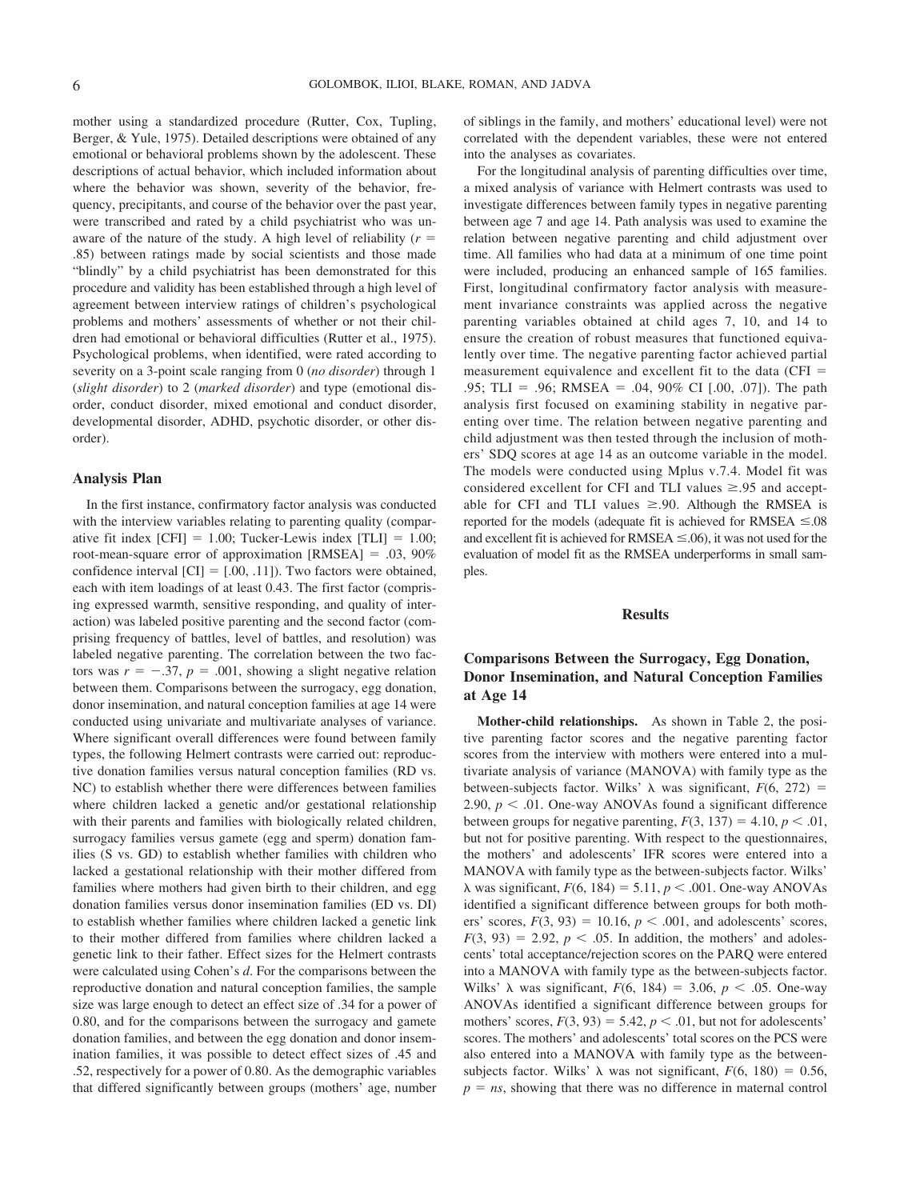mother using a standardized procedure (Rutter, Cox, Tupling, Berger, & Yule, 1975). Detailed descriptions were obtained of any emotional or behavioral problems shown by the adolescent. These descriptions of actual behavior, which included information about where the behavior was shown, severity of the behavior, frequency, precipitants, and course of the behavior over the past year, were transcribed and rated by a child psychiatrist who was unaware of the nature of the study. A high level of reliability ($r = .85$) between ratings made by social scientists and those made "blindly" by a child psychiatrist has been demonstrated for this procedure and validity has been established through a high level of agreement between interview ratings of children's psychological problems and mothers' assessments of whether or not their children had emotional or behavioral difficulties (Rutter et al., 1975). Psychological problems, when identified, were rated according to severity on a 3-point scale ranging from 0 (*no disorder*) through 1 (*slight disorder*) to 2 (*marked disorder*) and type (emotional disorder, conduct disorder, mixed emotional and conduct disorder, developmental disorder, ADHD, psychotic disorder, or other disorder).

### Analysis Plan

In the first instance, confirmatory factor analysis was conducted with the interview variables relating to parenting quality (comparative fit index [CFI] = 1.00; Tucker-Lewis index [TLI] = 1.00; root-mean-square error of approximation [RMSEA] = .03, 90% confidence interval [CI] = [.00, .11]). Two factors were obtained, each with item loadings of at least 0.43. The first factor (comprising expressed warmth, sensitive responding, and quality of interaction) was labeled positive parenting and the second factor (comprising frequency of battles, level of battles, and resolution) was labeled negative parenting. The correlation between the two factors was $r = -.37$, $p = .001$, showing a slight negative relation between them. Comparisons between the surrogacy, egg donation, donor insemination, and natural conception families at age 14 were conducted using univariate and multivariate analyses of variance. Where significant overall differences were found between family types, the following Helmert contrasts were carried out: reproductive donation families versus natural conception families (RD vs. NC) to establish whether there were differences between families where children lacked a genetic and/or gestational relationship with their parents and families with biologically related children, surrogacy families versus gamete (egg and sperm) donation families (S vs. GD) to establish whether families with children who lacked a gestational relationship with their mother differed from families where mothers had given birth to their children, and egg donation families versus donor insemination families (ED vs. DI) to establish whether families where children lacked a genetic link to their mother differed from families where children lacked a genetic link to their father. Effect sizes for the Helmert contrasts were calculated using Cohen's *d*. For the comparisons between the reproductive donation and natural conception families, the sample size was large enough to detect an effect size of .34 for a power of 0.80, and for the comparisons between the surrogacy and gamete donation families, and between the egg donation and donor insemination families, it was possible to detect effect sizes of .45 and .52, respectively for a power of 0.80. As the demographic variables that differed significantly between groups (mothers' age, number of siblings in the family, and mothers' educational level) were not correlated with the dependent variables, these were not entered into the analyses as covariates.

For the longitudinal analysis of parenting difficulties over time, a mixed analysis of variance with Helmert contrasts was used to investigate differences between family types in negative parenting between age 7 and age 14. Path analysis was used to examine the relation between negative parenting and child adjustment over time. All families who had data at a minimum of one time point were included, producing an enhanced sample of 165 families. First, longitudinal confirmatory factor analysis with measurement invariance constraints was applied across the negative parenting variables obtained at child ages 7, 10, and 14 to ensure the creation of robust measures that functioned equivalently over time. The negative parenting factor achieved partial measurement equivalence and excellent fit to the data (CFI = .95; TLI = .96; RMSEA = .04, 90% CI [.00, .07]). The path analysis first focused on examining stability in negative parenting over time. The relation between negative parenting and child adjustment was then tested through the inclusion of mothers' SDQ scores at age 14 as an outcome variable in the model. The models were conducted using Mplus v.7.4. Model fit was considered excellent for CFI and TLI values $\geq .95$ and acceptable for CFI and TLI values $\geq .90$. Although the RMSEA is reported for the models (adequate fit is achieved for RMSEA $\leq .08$ and excellent fit is achieved for RMSEA $\leq .06$), it was not used for the evaluation of model fit as the RMSEA underperforms in small samples.

## Results

### Comparisons Between the Surrogacy, Egg Donation, Donor Insemination, and Natural Conception Families at Age 14

**Mother-child relationships.** As shown in Table 2, the positive parenting factor scores and the negative parenting factor scores from the interview with mothers were entered into a multivariate analysis of variance (MANOVA) with family type as the between-subjects factor. Wilks' $\lambda$ was significant, $F(6, 272) = 2.90$, $p < .01$. One-way ANOVAs found a significant difference between groups for negative parenting, $F(3, 137) = 4.10$, $p < .01$, but not for positive parenting. With respect to the questionnaires, the mothers' and adolescents' IFR scores were entered into a MANOVA with family type as the between-subjects factor. Wilks' $\lambda$ was significant, $F(6, 184) = 5.11$, $p < .001$. One-way ANOVAs identified a significant difference between groups for both mothers' scores, $F(3, 93) = 10.16$, $p < .001$, and adolescents' scores, $F(3, 93) = 2.92$, $p < .05$. In addition, the mothers' and adolescents' total acceptance/rejection scores on the PARQ were entered into a MANOVA with family type as the between-subjects factor. Wilks' $\lambda$ was significant, $F(6, 184) = 3.06$, $p < .05$. One-way ANOVAs identified a significant difference between groups for mothers' scores, $F(3, 93) = 5.42$, $p < .01$, but not for adolescents' scores. The mothers' and adolescents' total scores on the PCS were also entered into a MANOVA with family type as the between-subjects factor. Wilks' $\lambda$ was not significant, $F(6, 180) = 0.56$, $p = ns$, showing that there was no difference in maternal control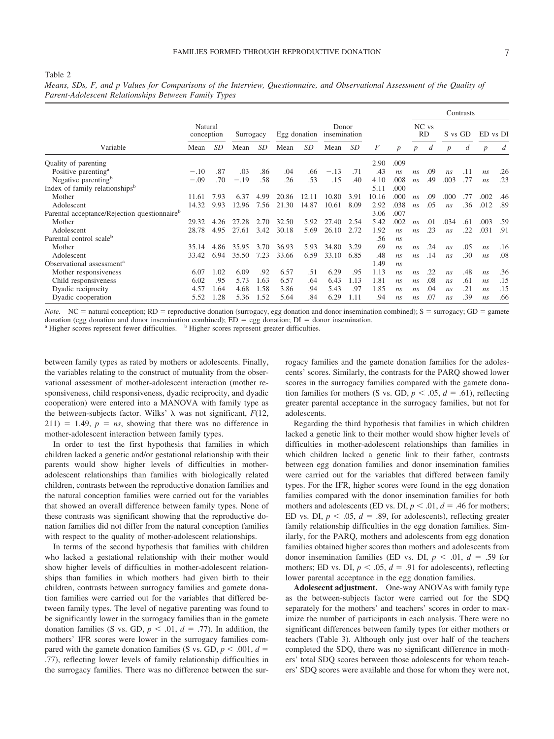Table 2

*Means, SDs, F, and p Values for Comparisons of the Interview, Questionnaire, and Observational Assessment of the Quality of Parent-Adolescent Relationships Between Family Types*

| Variable | Natural conception | | Surrogacy | | Egg donation | | Donor insemination | | | | Contrasts | | | | | |
|---|---|---|---|---|---|---|---|---|---|---|---|---|---|---|---|---|
| | | | | | | | | | | | NC vs RD | | S vs GD | | ED vs DI | |
| | Mean | *SD* | Mean | *SD* | Mean | *SD* | Mean | *SD* | *F* | *p* | *p* | *d* | *p* | *d* | *p* | *d* |
| Quality of parenting | | | | | | | | | 2.90 | .009 | | | | | | |
| Positive parenting[a] | −.10 | .87 | .03 | .86 | .04 | .66 | −.13 | .71 | .43 | *ns* | *ns* | .09 | *ns* | .11 | *ns* | .26 |
| Negative parenting[b] | −.09 | .70 | −.19 | .58 | .26 | .53 | .15 | .40 | 4.10 | .008 | *ns* | .49 | .003 | .77 | *ns* | .23 |
| Index of family relationships[b] | | | | | | | | | 5.11 | .000 | | | | | | |
| Mother | 11.61 | 7.93 | 6.37 | 4.99 | 20.86 | 12.11 | 10.80 | 3.91 | 10.16 | .000 | *ns* | .09 | .000 | .77 | .002 | .46 |
| Adolescent | 14.32 | 9.93 | 12.96 | 7.56 | 21.30 | 14.87 | 10.61 | 8.09 | 2.92 | .038 | *ns* | .05 | *ns* | .36 | .012 | .89 |
| Parental acceptance/Rejection questionnaire[b] | | | | | | | | | 3.06 | .007 | | | | | | |
| Mother | 29.32 | 4.26 | 27.28 | 2.70 | 32.50 | 5.92 | 27.40 | 2.54 | 5.42 | .002 | *ns* | .01 | .034 | .61 | .003 | .59 |
| Adolescent | 28.78 | 4.95 | 27.61 | 3.42 | 30.18 | 5.69 | 26.10 | 2.72 | 1.92 | *ns* | *ns* | .23 | *ns* | .22 | .031 | .91 |
| Parental control scale[b] | | | | | | | | | .56 | *ns* | | | | | | |
| Mother | 35.14 | 4.86 | 35.95 | 3.70 | 36.93 | 5.93 | 34.80 | 3.29 | .69 | *ns* | *ns* | .24 | *ns* | .05 | *ns* | .16 |
| Adolescent | 33.42 | 6.94 | 35.50 | 7.23 | 33.66 | 6.59 | 33.10 | 6.85 | .48 | *ns* | *ns* | .14 | *ns* | .30 | *ns* | .08 |
| Observational assessment[a] | | | | | | | | | 1.49 | *ns* | | | | | | |
| Mother responsiveness | 6.07 | 1.02 | 6.09 | .92 | 6.57 | .51 | 6.29 | .95 | 1.13 | *ns* | *ns* | .22 | *ns* | .48 | *ns* | .36 |
| Child responsiveness | 6.02 | .95 | 5.73 | 1.63 | 6.57 | .64 | 6.43 | 1.13 | 1.81 | *ns* | *ns* | .08 | *ns* | .61 | *ns* | .15 |
| Dyadic reciprocity | 4.57 | 1.64 | 4.68 | 1.58 | 3.86 | .94 | 5.43 | .97 | 1.85 | *ns* | *ns* | .04 | *ns* | .21 | *ns* | .15 |
| Dyadic cooperation | 5.52 | 1.28 | 5.36 | 1.52 | 5.64 | .84 | 6.29 | 1.11 | .94 | *ns* | *ns* | .07 | *ns* | .39 | *ns* | .66 |

*Note.* NC = natural conception; RD = reproductive donation (surrogacy, egg donation and donor insemination combined); S = surrogacy; GD = gamete donation (egg donation and donor insemination combined); ED = egg donation; DI = donor insemination.
[a] Higher scores represent fewer difficulties. [b] Higher scores represent greater difficulties.

between family types as rated by mothers or adolescents. Finally, the variables relating to the construct of mutuality from the observational assessment of mother-adolescent interaction (mother responsiveness, child responsiveness, dyadic reciprocity, and dyadic cooperation) were entered into a MANOVA with family type as the between-subjects factor. Wilks' λ was not significant, $F(12, 211) = 1.49$, $p = ns$, showing that there was no difference in mother-adolescent interaction between family types.

In order to test the first hypothesis that families in which children lacked a genetic and/or gestational relationship with their parents would show higher levels of difficulties in mother-adolescent relationships than families with biologically related children, contrasts between the reproductive donation families and the natural conception families were carried out for the variables that showed an overall difference between family types. None of these contrasts was significant showing that the reproductive donation families did not differ from the natural conception families with respect to the quality of mother-adolescent relationships.

In terms of the second hypothesis that families with children who lacked a gestational relationship with their mother would show higher levels of difficulties in mother-adolescent relationships than families in which mothers had given birth to their children, contrasts between surrogacy families and gamete donation families were carried out for the variables that differed between family types. The level of negative parenting was found to be significantly lower in the surrogacy families than in the gamete donation families (S vs. GD, $p < .01$, $d = .77$). In addition, the mothers' IFR scores were lower in the surrogacy families compared with the gamete donation families (S vs. GD, $p < .001$, $d = .77$), reflecting lower levels of family relationship difficulties in the surrogacy families. There was no difference between the surrogacy families and the gamete donation families for the adolescents' scores. Similarly, the contrasts for the PARQ showed lower scores in the surrogacy families compared with the gamete donation families for mothers (S vs. GD, $p < .05$, $d = .61$), reflecting greater parental acceptance in the surrogacy families, but not for adolescents.

Regarding the third hypothesis that families in which children lacked a genetic link to their mother would show higher levels of difficulties in mother-adolescent relationships than families in which children lacked a genetic link to their father, contrasts between egg donation families and donor insemination families were carried out for the variables that differed between family types. For the IFR, higher scores were found in the egg donation families compared with the donor insemination families for both mothers and adolescents (ED vs. DI, $p < .01$, $d = .46$ for mothers; ED vs. DI, $p < .05$, $d = .89$, for adolescents), reflecting greater family relationship difficulties in the egg donation families. Similarly, for the PARQ, mothers and adolescents from egg donation families obtained higher scores than mothers and adolescents from donor insemination families (ED vs. DI, $p < .01$, $d = .59$ for mothers; ED vs. DI, $p < .05$, $d = .91$ for adolescents), reflecting lower parental acceptance in the egg donation families.

**Adolescent adjustment.** One-way ANOVAs with family type as the between-subjects factor were carried out for the SDQ separately for the mothers' and teachers' scores in order to maximize the number of participants in each analysis. There were no significant differences between family types for either mothers or teachers (Table 3). Although only just over half of the teachers completed the SDQ, there was no significant difference in mothers' total SDQ scores between those adolescents for whom teachers' SDQ scores were available and those for whom they were not,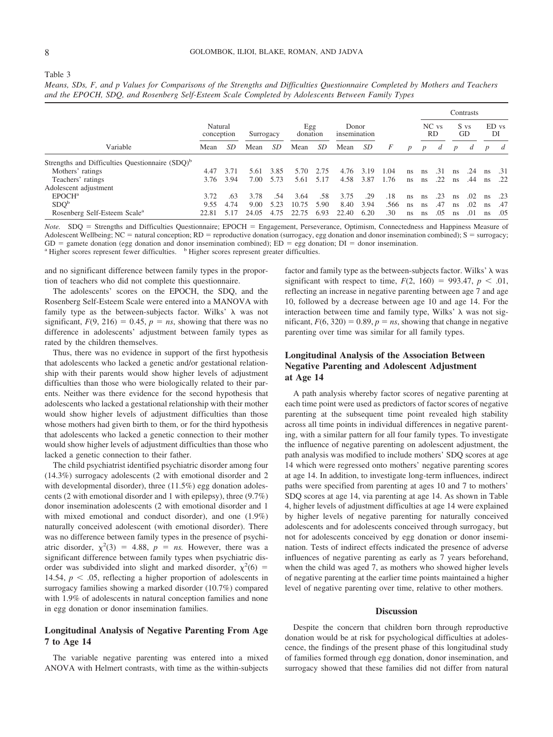Table 3

*Means, SDs, F, and p Values for Comparisons of the Strengths and Difficulties Questionnaire Completed by Mothers and Teachers and the EPOCH, SDQ, and Rosenberg Self-Esteem Scale Completed by Adolescents Between Family Types*

| Variable | Natural conception | | Surrogacy | | Egg donation | | Donor insemination | | | | Contrasts | | | | | |
|---|---|---|---|---|---|---|---|---|---|---|---|---|---|---|---|---|
| | | | | | | | | | | | NC vs RD | | S vs GD | | ED vs DI | |
| | Mean | *SD* | Mean | *SD* | Mean | *SD* | Mean | *SD* | *F* | *p* | *p* | *d* | *p* | *d* | *p* | *d* |
| Strengths and Difficulties Questionnaire (SDQ)[b] | | | | | | | | | | | | | | | | |
| Mothers' ratings | 4.47 | 3.71 | 5.61 | 3.85 | 5.70 | 2.75 | 4.76 | 3.19 | 1.04 | ns | ns | .31 | ns | .24 | ns | .31 |
| Teachers' ratings | 3.76 | 3.94 | 7.00 | 5.73 | 5.61 | 5.17 | 4.58 | 3.87 | 1.76 | ns | ns | .22 | ns | .44 | ns | .22 |
| Adolescent adjustment | | | | | | | | | | | | | | | | |
| EPOCH[a] | 3.72 | .63 | 3.78 | .54 | 3.64 | .58 | 3.75 | .29 | .18 | ns | ns | .23 | ns | .02 | ns | .23 |
| SDQ[b] | 9.55 | 4.74 | 9.00 | 5.23 | 10.75 | 5.90 | 8.40 | 3.94 | .566 | ns | ns | .47 | ns | .02 | ns | .47 |
| Rosenberg Self-Esteem Scale[a] | 22.81 | 5.17 | 24.05 | 4.75 | 22.75 | 6.93 | 22.40 | 6.20 | .30 | ns | ns | .05 | ns | .01 | ns | .05 |

*Note.* SDQ = Strengths and Difficulties Questionnaire; EPOCH = Engagement, Perseverance, Optimism, Connectedness and Happiness Measure of Adolescent Wellbeing; NC = natural conception; RD = reproductive donation (surrogacy, egg donation and donor insemination combined); S = surrogacy; GD = gamete donation (egg donation and donor insemination combined); ED = egg donation; DI = donor insemination.
[a] Higher scores represent fewer difficulties. [b] Higher scores represent greater difficulties.

and no significant difference between family types in the proportion of teachers who did not complete this questionnaire.

The adolescents' scores on the EPOCH, the SDQ, and the Rosenberg Self-Esteem Scale were entered into a MANOVA with family type as the between-subjects factor. Wilks' $\lambda$ was not significant, $F(9, 216) = 0.45$, $p = ns$, showing that there was no difference in adolescents' adjustment between family types as rated by the children themselves.

Thus, there was no evidence in support of the first hypothesis that adolescents who lacked a genetic and/or gestational relationship with their parents would show higher levels of adjustment difficulties than those who were biologically related to their parents. Neither was there evidence for the second hypothesis that adolescents who lacked a gestational relationship with their mother would show higher levels of adjustment difficulties than those whose mothers had given birth to them, or for the third hypothesis that adolescents who lacked a genetic connection to their mother would show higher levels of adjustment difficulties than those who lacked a genetic connection to their father.

The child psychiatrist identified psychiatric disorder among four (14.3%) surrogacy adolescents (2 with emotional disorder and 2 with developmental disorder), three (11.5%) egg donation adolescents (2 with emotional disorder and 1 with epilepsy), three (9.7%) donor insemination adolescents (2 with emotional disorder and 1 with mixed emotional and conduct disorder), and one (1.9%) naturally conceived adolescent (with emotional disorder). There was no difference between family types in the presence of psychiatric disorder, $\chi^2(3) = 4.88$, $p = ns$. However, there was a significant difference between family types when psychiatric disorder was subdivided into slight and marked disorder, $\chi^2(6) = 14.54$, $p < .05$, reflecting a higher proportion of adolescents in surrogacy families showing a marked disorder (10.7%) compared with 1.9% of adolescents in natural conception families and none in egg donation or donor insemination families.

## Longitudinal Analysis of Negative Parenting From Age 7 to Age 14

The variable negative parenting was entered into a mixed ANOVA with Helmert contrasts, with time as the within-subjects factor and family type as the between-subjects factor. Wilks' $\lambda$ was significant with respect to time, $F(2, 160) = 993.47$, $p < .01$, reflecting an increase in negative parenting between age 7 and age 10, followed by a decrease between age 10 and age 14. For the interaction between time and family type, Wilks' $\lambda$ was not significant, $F(6, 320) = 0.89$, $p = ns$, showing that change in negative parenting over time was similar for all family types.

## Longitudinal Analysis of the Association Between Negative Parenting and Adolescent Adjustment at Age 14

A path analysis whereby factor scores of negative parenting at each time point were used as predictors of factor scores of negative parenting at the subsequent time point revealed high stability across all time points in individual differences in negative parenting, with a similar pattern for all four family types. To investigate the influence of negative parenting on adolescent adjustment, the path analysis was modified to include mothers' SDQ scores at age 14 which were regressed onto mothers' negative parenting scores at age 14. In addition, to investigate long-term influences, indirect paths were specified from parenting at ages 10 and 7 to mothers' SDQ scores at age 14, via parenting at age 14. As shown in Table 4, higher levels of adjustment difficulties at age 14 were explained by higher levels of negative parenting for naturally conceived adolescents and for adolescents conceived through surrogacy, but not for adolescents conceived by egg donation or donor insemination. Tests of indirect effects indicated the presence of adverse influences of negative parenting as early as 7 years beforehand, when the child was aged 7, as mothers who showed higher levels of negative parenting at the earlier time points maintained a higher level of negative parenting over time, relative to other mothers.

## Discussion

Despite the concern that children born through reproductive donation would be at risk for psychological difficulties at adolescence, the findings of the present phase of this longitudinal study of families formed through egg donation, donor insemination, and surrogacy showed that these families did not differ from natural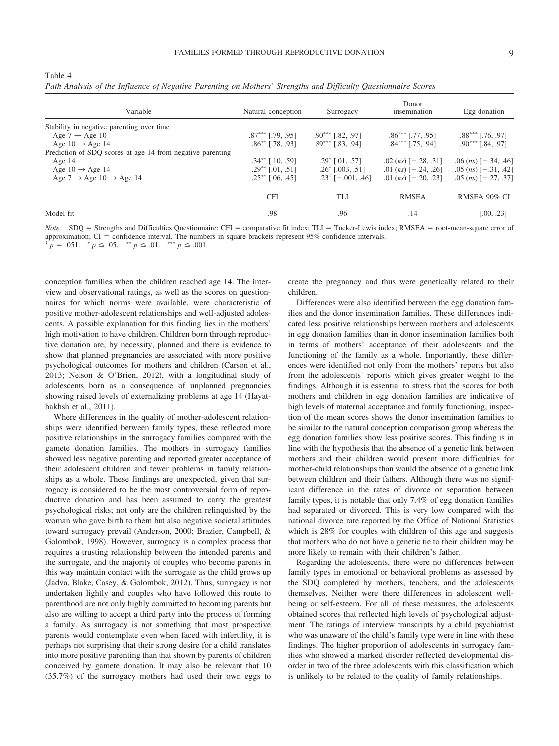Table 4

*Path Analysis of the Influence of Negative Parenting on Mothers' Strengths and Difficulty Questionnaire Scores*

| Variable | Natural conception | Surrogacy | Donor insemination | Egg donation |
|---|---|---|---|---|
| Stability in negative parenting over time | | | | |
| Age 7 → Age 10 | .87*** [.79, .95] | .90*** [.82, .97] | .86*** [.77, .95] | .88*** [.76, .97] |
| Age 10 → Age 14 | .86** [.78, .93] | .89*** [.83, .94] | .84*** [.75, .94] | .90*** [.84, .97] |
| Prediction of SDQ scores at age 14 from negative parenting | | | | |
| Age 14 | .34** [.10, .59] | .29* [.01, .57] | .02 (*ns*) [−.28, .31] | .06 (*ns*) [−.34, .46] |
| Age 10 → Age 14 | .29** [.01, .51] | .26* [.003, .51] | .01 (*ns*) [−.24, .26] | .05 (*ns*) [−.31, .42] |
| Age 7 → Age 10 → Age 14 | .25** [.06, .45] | .23† [−.001, .46] | .01 (*ns*) [−.20, .23] | .05 (*ns*) [−.27, .37] |
| | CFI | TLI | RMSEA | RMSEA 90% CI |
| Model fit | .98 | .96 | .14 | [.00, .23] |

*Note.* SDQ = Strengths and Difficulties Questionnaire; CFI = comparative fit index; TLI = Tucker-Lewis index; RMSEA = root-mean-square error of approximation; CI = confidence interval. The numbers in square brackets represent 95% confidence intervals.
† $p = .051$. * $p \leq .05$. ** $p \leq .01$. *** $p \leq .001$.

conception families when the children reached age 14. The interview and observational ratings, as well as the scores on questionnaires for which norms were available, were characteristic of positive mother-adolescent relationships and well-adjusted adolescents. A possible explanation for this finding lies in the mothers' high motivation to have children. Children born through reproductive donation are, by necessity, planned and there is evidence to show that planned pregnancies are associated with more positive psychological outcomes for mothers and children (Carson et al., 2013; Nelson & O'Brien, 2012), with a longitudinal study of adolescents born as a consequence of unplanned pregnancies showing raised levels of externalizing problems at age 14 (Hayatbakhsh et al., 2011).

Where differences in the quality of mother-adolescent relationships were identified between family types, these reflected more positive relationships in the surrogacy families compared with the gamete donation families. The mothers in surrogacy families showed less negative parenting and reported greater acceptance of their adolescent children and fewer problems in family relationships as a whole. These findings are unexpected, given that surrogacy is considered to be the most controversial form of reproductive donation and has been assumed to carry the greatest psychological risks; not only are the children relinquished by the woman who gave birth to them but also negative societal attitudes toward surrogacy prevail (Anderson, 2000; Brazier, Campbell, & Golombok, 1998). However, surrogacy is a complex process that requires a trusting relationship between the intended parents and the surrogate, and the majority of couples who become parents in this way maintain contact with the surrogate as the child grows up (Jadva, Blake, Casey, & Golombok, 2012). Thus, surrogacy is not undertaken lightly and couples who have followed this route to parenthood are not only highly committed to becoming parents but also are willing to accept a third party into the process of forming a family. As surrogacy is not something that most prospective parents would contemplate even when faced with infertility, it is perhaps not surprising that their strong desire for a child translates into more positive parenting than that shown by parents of children conceived by gamete donation. It may also be relevant that 10 (35.7%) of the surrogacy mothers had used their own eggs to create the pregnancy and thus were genetically related to their children.

Differences were also identified between the egg donation families and the donor insemination families. These differences indicated less positive relationships between mothers and adolescents in egg donation families than in donor insemination families both in terms of mothers' acceptance of their adolescents and the functioning of the family as a whole. Importantly, these differences were identified not only from the mothers' reports but also from the adolescents' reports which gives greater weight to the findings. Although it is essential to stress that the scores for both mothers and children in egg donation families are indicative of high levels of maternal acceptance and family functioning, inspection of the mean scores shows the donor insemination families to be similar to the natural conception comparison group whereas the egg donation families show less positive scores. This finding is in line with the hypothesis that the absence of a genetic link between mothers and their children would present more difficulties for mother-child relationships than would the absence of a genetic link between children and their fathers. Although there was no significant difference in the rates of divorce or separation between family types, it is notable that only 7.4% of egg donation families had separated or divorced. This is very low compared with the national divorce rate reported by the Office of National Statistics which is 28% for couples with children of this age and suggests that mothers who do not have a genetic tie to their children may be more likely to remain with their children's father.

Regarding the adolescents, there were no differences between family types in emotional or behavioral problems as assessed by the SDQ completed by mothers, teachers, and the adolescents themselves. Neither were there differences in adolescent well-being or self-esteem. For all of these measures, the adolescents obtained scores that reflected high levels of psychological adjustment. The ratings of interview transcripts by a child psychiatrist who was unaware of the child's family type were in line with these findings. The higher proportion of adolescents in surrogacy families who showed a marked disorder reflected developmental disorder in two of the three adolescents with this classification which is unlikely to be related to the quality of family relationships.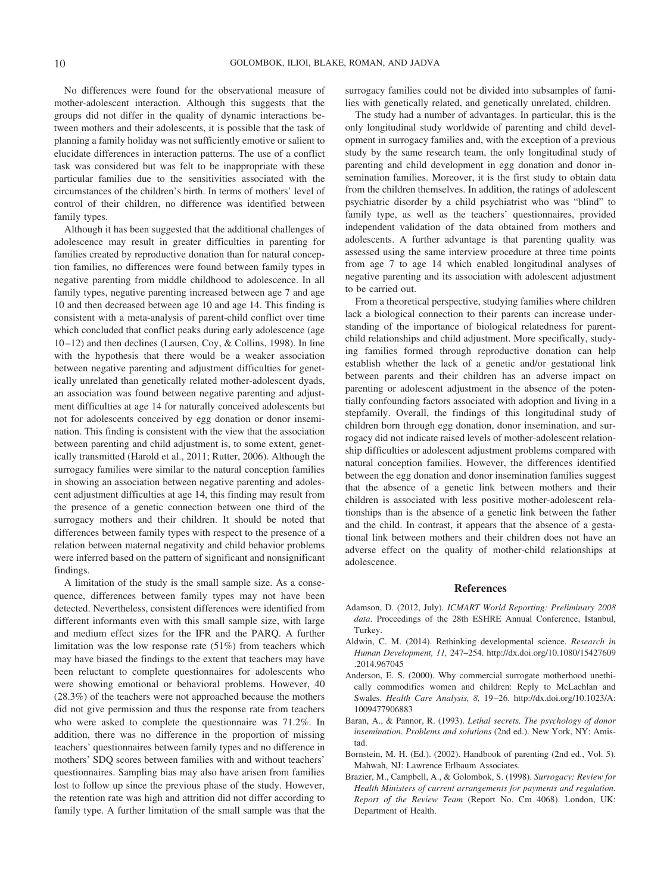No differences were found for the observational measure of mother-adolescent interaction. Although this suggests that the groups did not differ in the quality of dynamic interactions between mothers and their adolescents, it is possible that the task of planning a family holiday was not sufficiently emotive or salient to elucidate differences in interaction patterns. The use of a conflict task was considered but was felt to be inappropriate with these particular families due to the sensitivities associated with the circumstances of the children's birth. In terms of mothers' level of control of their children, no difference was identified between family types.

Although it has been suggested that the additional challenges of adolescence may result in greater difficulties in parenting for families created by reproductive donation than for natural conception families, no differences were found between family types in negative parenting from middle childhood to adolescence. In all family types, negative parenting increased between age 7 and age 10 and then decreased between age 10 and age 14. This finding is consistent with a meta-analysis of parent-child conflict over time which concluded that conflict peaks during early adolescence (age 10–12) and then declines (Laursen, Coy, & Collins, 1998). In line with the hypothesis that there would be a weaker association between negative parenting and adjustment difficulties for genetically unrelated than genetically related mother-adolescent dyads, an association was found between negative parenting and adjustment difficulties at age 14 for naturally conceived adolescents but not for adolescents conceived by egg donation or donor insemination. This finding is consistent with the view that the association between parenting and child adjustment is, to some extent, genetically transmitted (Harold et al., 2011; Rutter, 2006). Although the surrogacy families were similar to the natural conception families in showing an association between negative parenting and adolescent adjustment difficulties at age 14, this finding may result from the presence of a genetic connection between one third of the surrogacy mothers and their children. It should be noted that differences between family types with respect to the presence of a relation between maternal negativity and child behavior problems were inferred based on the pattern of significant and nonsignificant findings.

A limitation of the study is the small sample size. As a consequence, differences between family types may not have been detected. Nevertheless, consistent differences were identified from different informants even with this small sample size, with large and medium effect sizes for the IFR and the PARQ. A further limitation was the low response rate (51%) from teachers which may have biased the findings to the extent that teachers may have been reluctant to complete questionnaires for adolescents who were showing emotional or behavioral problems. However, 40 (28.3%) of the teachers were not approached because the mothers did not give permission and thus the response rate from teachers who were asked to complete the questionnaire was 71.2%. In addition, there was no difference in the proportion of missing teachers' questionnaires between family types and no difference in mothers' SDQ scores between families with and without teachers' questionnaires. Sampling bias may also have arisen from families lost to follow up since the previous phase of the study. However, the retention rate was high and attrition did not differ according to family type. A further limitation of the small sample was that the surrogacy families could not be divided into subsamples of families with genetically related, and genetically unrelated, children.

The study had a number of advantages. In particular, this is the only longitudinal study worldwide of parenting and child development in surrogacy families and, with the exception of a previous study by the same research team, the only longitudinal study of parenting and child development in egg donation and donor insemination families. Moreover, it is the first study to obtain data from the children themselves. In addition, the ratings of adolescent psychiatric disorder by a child psychiatrist who was "blind" to family type, as well as the teachers' questionnaires, provided independent validation of the data obtained from mothers and adolescents. A further advantage is that parenting quality was assessed using the same interview procedure at three time points from age 7 to age 14 which enabled longitudinal analyses of negative parenting and its association with adolescent adjustment to be carried out.

From a theoretical perspective, studying families where children lack a biological connection to their parents can increase understanding of the importance of biological relatedness for parent-child relationships and child adjustment. More specifically, studying families formed through reproductive donation can help establish whether the lack of a genetic and/or gestational link between parents and their children has an adverse impact on parenting or adolescent adjustment in the absence of the potentially confounding factors associated with adoption and living in a stepfamily. Overall, the findings of this longitudinal study of children born through egg donation, donor insemination, and surrogacy did not indicate raised levels of mother-adolescent relationship difficulties or adolescent adjustment problems compared with natural conception families. However, the differences identified between the egg donation and donor insemination families suggest that the absence of a genetic link between mothers and their children is associated with less positive mother-adolescent relationships than is the absence of a genetic link between the father and the child. In contrast, it appears that the absence of a gestational link between mothers and their children does not have an adverse effect on the quality of mother-child relationships at adolescence.

## References

Adamson, D. (2012, July). *ICMART World Reporting: Preliminary 2008 data*. Proceedings of the 28th ESHRE Annual Conference, Istanbul, Turkey.

Aldwin, C. M. (2014). Rethinking developmental science. *Research in Human Development, 11,* 247–254. http://dx.doi.org/10.1080/15427609.2014.967045

Anderson, E. S. (2000). Why commercial surrogate motherhood unethically commodifies women and children: Reply to McLachlan and Swales. *Health Care Analysis, 8,* 19–26. http://dx.doi.org/10.1023/A:1009477906883

Baran, A., & Pannor, R. (1993). *Lethal secrets. The psychology of donor insemination. Problems and solutions* (2nd ed.). New York, NY: Amistad.

Bornstein, M. H. (Ed.). (2002). Handbook of parenting (2nd ed., Vol. 5). Mahwah, NJ: Lawrence Erlbaum Associates.

Brazier, M., Campbell, A., & Golombok, S. (1998). *Surrogacy: Review for Health Ministers of current arrangements for payments and regulation. Report of the Review Team* (Report No. Cm 4068). London, UK: Department of Health.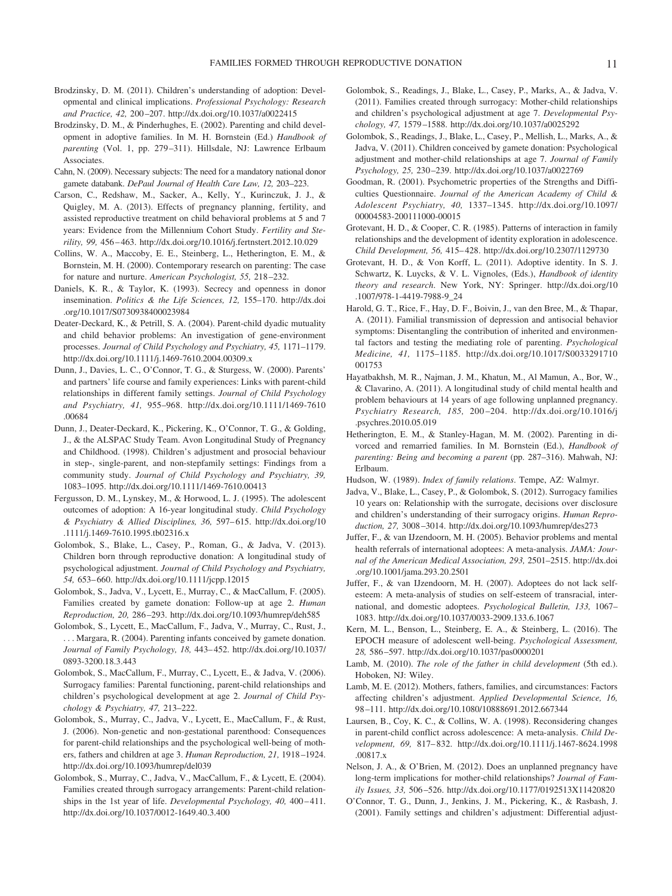Brodzinsky, D. M. (2011). Children's understanding of adoption: Developmental and clinical implications. *Professional Psychology: Research and Practice, 42,* 200–207. http://dx.doi.org/10.1037/a0022415

Brodzinsky, D. M., & Pinderhughes, E. (2002). Parenting and child development in adoptive families. In M. H. Bornstein (Ed.) *Handbook of parenting* (Vol. 1, pp. 279–311). Hillsdale, NJ: Lawrence Erlbaum Associates.

Cahn, N. (2009). Necessary subjects: The need for a mandatory national donor gamete databank. *DePaul Journal of Health Care Law, 12,* 203–223.

Carson, C., Redshaw, M., Sacker, A., Kelly, Y., Kurinczuk, J. J., & Quigley, M. A. (2013). Effects of pregnancy planning, fertility, and assisted reproductive treatment on child behavioral problems at 5 and 7 years: Evidence from the Millennium Cohort Study. *Fertility and Sterility, 99,* 456–463. http://dx.doi.org/10.1016/j.fertnstert.2012.10.029

Collins, W. A., Maccoby, E. E., Steinberg, L., Hetherington, E. M., & Bornstein, M. H. (2000). Contemporary research on parenting: The case for nature and nurture. *American Psychologist, 55,* 218–232.

Daniels, K. R., & Taylor, K. (1993). Secrecy and openness in donor insemination. *Politics & the Life Sciences, 12,* 155–170. http://dx.doi.org/10.1017/S0730938400023984

Deater-Deckard, K., & Petrill, S. A. (2004). Parent-child dyadic mutuality and child behavior problems: An investigation of gene-environment processes. *Journal of Child Psychology and Psychiatry, 45,* 1171–1179. http://dx.doi.org/10.1111/j.1469-7610.2004.00309.x

Dunn, J., Davies, L. C., O'Connor, T. G., & Sturgess, W. (2000). Parents' and partners' life course and family experiences: Links with parent-child relationships in different family settings. *Journal of Child Psychology and Psychiatry, 41,* 955–968. http://dx.doi.org/10.1111/1469-7610.00684

Dunn, J., Deater-Deckard, K., Pickering, K., O'Connor, T. G., & Golding, J., & the ALSPAC Study Team. Avon Longitudinal Study of Pregnancy and Childhood. (1998). Children's adjustment and prosocial behaviour in step-, single-parent, and non-stepfamily settings: Findings from a community study. *Journal of Child Psychology and Psychiatry, 39,* 1083–1095. http://dx.doi.org/10.1111/1469-7610.00413

Fergusson, D. M., Lynskey, M., & Horwood, L. J. (1995). The adolescent outcomes of adoption: A 16-year longitudinal study. *Child Psychology & Psychiatry & Allied Disciplines, 36,* 597–615. http://dx.doi.org/10.1111/j.1469-7610.1995.tb02316.x

Golombok, S., Blake, L., Casey, P., Roman, G., & Jadva, V. (2013). Children born through reproductive donation: A longitudinal study of psychological adjustment. *Journal of Child Psychology and Psychiatry, 54,* 653–660. http://dx.doi.org/10.1111/jcpp.12015

Golombok, S., Jadva, V., Lycett, E., Murray, C., & MacCallum, F. (2005). Families created by gamete donation: Follow-up at age 2. *Human Reproduction, 20,* 286–293. http://dx.doi.org/10.1093/humrep/deh585

Golombok, S., Lycett, E., MacCallum, F., Jadva, V., Murray, C., Rust, J., . . . Margara, R. (2004). Parenting infants conceived by gamete donation. *Journal of Family Psychology, 18,* 443–452. http://dx.doi.org/10.1037/0893-3200.18.3.443

Golombok, S., MacCallum, F., Murray, C., Lycett, E., & Jadva, V. (2006). Surrogacy families: Parental functioning, parent-child relationships and children's psychological development at age 2. *Journal of Child Psychology & Psychiatry, 47,* 213–222.

Golombok, S., Murray, C., Jadva, V., Lycett, E., MacCallum, F., & Rust, J. (2006). Non-genetic and non-gestational parenthood: Consequences for parent-child relationships and the psychological well-being of mothers, fathers and children at age 3. *Human Reproduction, 21,* 1918–1924. http://dx.doi.org/10.1093/humrep/del039

Golombok, S., Murray, C., Jadva, V., MacCallum, F., & Lycett, E. (2004). Families created through surrogacy arrangements: Parent-child relationships in the 1st year of life. *Developmental Psychology, 40,* 400–411. http://dx.doi.org/10.1037/0012-1649.40.3.400

Golombok, S., Readings, J., Blake, L., Casey, P., Marks, A., & Jadva, V. (2011). Families created through surrogacy: Mother-child relationships and children's psychological adjustment at age 7. *Developmental Psychology, 47,* 1579–1588. http://dx.doi.org/10.1037/a0025292

Golombok, S., Readings, J., Blake, L., Casey, P., Mellish, L., Marks, A., & Jadva, V. (2011). Children conceived by gamete donation: Psychological adjustment and mother-child relationships at age 7. *Journal of Family Psychology, 25,* 230–239. http://dx.doi.org/10.1037/a0022769

Goodman, R. (2001). Psychometric properties of the Strengths and Difficulties Questionnaire. *Journal of the American Academy of Child & Adolescent Psychiatry, 40,* 1337–1345. http://dx.doi.org/10.1097/00004583-200111000-00015

Grotevant, H. D., & Cooper, C. R. (1985). Patterns of interaction in family relationships and the development of identity exploration in adolescence. *Child Development, 56,* 415–428. http://dx.doi.org/10.2307/1129730

Grotevant, H. D., & Von Korff, L. (2011). Adoptive identity. In S. J. Schwartz, K. Luyckx, & V. L. Vignoles, (Eds.), *Handbook of identity theory and research*. New York, NY: Springer. http://dx.doi.org/10.1007/978-1-4419-7988-9_24

Harold, G. T., Rice, F., Hay, D. F., Boivin, J., van den Bree, M., & Thapar, A. (2011). Familial transmission of depression and antisocial behavior symptoms: Disentangling the contribution of inherited and environmental factors and testing the mediating role of parenting. *Psychological Medicine, 41,* 1175–1185. http://dx.doi.org/10.1017/S0033291710001753

Hayatbakhsh, M. R., Najman, J. M., Khatun, M., Al Mamun, A., Bor, W., & Clavarino, A. (2011). A longitudinal study of child mental health and problem behaviours at 14 years of age following unplanned pregnancy. *Psychiatry Research, 185,* 200–204. http://dx.doi.org/10.1016/j.psychres.2010.05.019

Hetherington, E. M., & Stanley-Hagan, M. M. (2002). Parenting in divorced and remarried families. In M. Bornstein (Ed.), *Handbook of parenting: Being and becoming a parent* (pp. 287–316). Mahwah, NJ: Erlbaum.

Hudson, W. (1989). *Index of family relations*. Tempe, AZ: Walmyr.

Jadva, V., Blake, L., Casey, P., & Golombok, S. (2012). Surrogacy families 10 years on: Relationship with the surrogate, decisions over disclosure and children's understanding of their surrogacy origins. *Human Reproduction, 27,* 3008–3014. http://dx.doi.org/10.1093/humrep/des273

Juffer, F., & van IJzendoorn, M. H. (2005). Behavior problems and mental health referrals of international adoptees: A meta-analysis. *JAMA: Journal of the American Medical Association, 293,* 2501–2515. http://dx.doi.org/10.1001/jama.293.20.2501

Juffer, F., & van IJzendoorn, M. H. (2007). Adoptees do not lack self-esteem: A meta-analysis of studies on self-esteem of transracial, international, and domestic adoptees. *Psychological Bulletin, 133,* 1067–1083. http://dx.doi.org/10.1037/0033-2909.133.6.1067

Kern, M. L., Benson, L., Steinberg, E. A., & Steinberg, L. (2016). The EPOCH measure of adolescent well-being. *Psychological Assessment, 28,* 586–597. http://dx.doi.org/10.1037/pas0000201

Lamb, M. (2010). *The role of the father in child development* (5th ed.). Hoboken, NJ: Wiley.

Lamb, M. E. (2012). Mothers, fathers, families, and circumstances: Factors affecting children's adjustment. *Applied Developmental Science, 16,* 98–111. http://dx.doi.org/10.1080/10888691.2012.667344

Laursen, B., Coy, K. C., & Collins, W. A. (1998). Reconsidering changes in parent-child conflict across adolescence: A meta-analysis. *Child Development, 69,* 817–832. http://dx.doi.org/10.1111/j.1467-8624.1998.00817.x

Nelson, J. A., & O'Brien, M. (2012). Does an unplanned pregnancy have long-term implications for mother-child relationships? *Journal of Family Issues, 33,* 506–526. http://dx.doi.org/10.1177/0192513X11420820

O'Connor, T. G., Dunn, J., Jenkins, J. M., Pickering, K., & Rasbash, J. (2001). Family settings and children's adjustment: Differential adjust-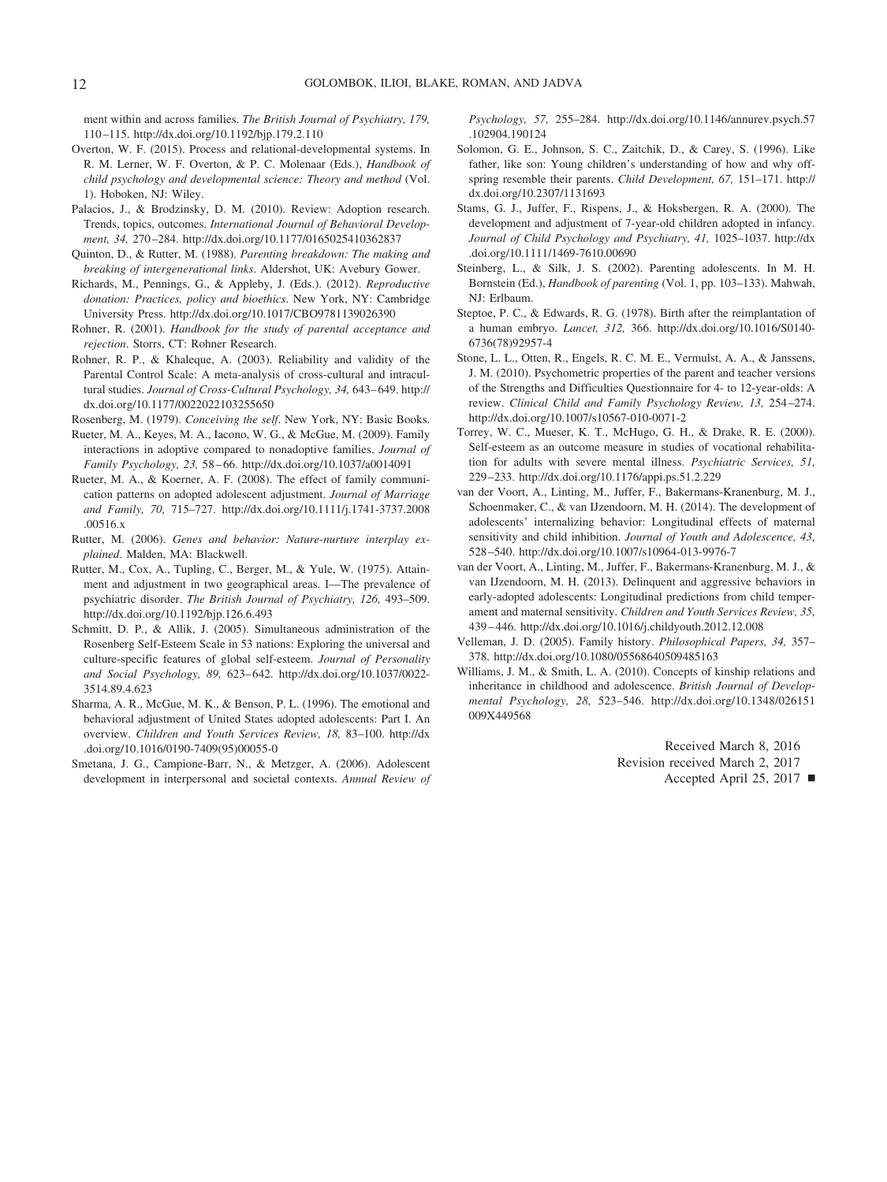ment within and across families. *The British Journal of Psychiatry, 179,* 110–115. http://dx.doi.org/10.1192/bjp.179.2.110

Overton, W. F. (2015). Process and relational-developmental systems. In R. M. Lerner, W. F. Overton, & P. C. Molenaar (Eds.), *Handbook of child psychology and developmental science: Theory and method* (Vol. 1). Hoboken, NJ: Wiley.

Palacios, J., & Brodzinsky, D. M. (2010). Review: Adoption research. Trends, topics, outcomes. *International Journal of Behavioral Development, 34,* 270–284. http://dx.doi.org/10.1177/0165025410362837

Quinton, D., & Rutter, M. (1988). *Parenting breakdown: The making and breaking of intergenerational links*. Aldershot, UK: Avebury Gower.

Richards, M., Pennings, G., & Appleby, J. (Eds.). (2012). *Reproductive donation: Practices, policy and bioethics*. New York, NY: Cambridge University Press. http://dx.doi.org/10.1017/CBO9781139026390

Rohner, R. (2001). *Handbook for the study of parental acceptance and rejection*. Storrs, CT: Rohner Research.

Rohner, R. P., & Khaleque, A. (2003). Reliability and validity of the Parental Control Scale: A meta-analysis of cross-cultural and intracultural studies. *Journal of Cross-Cultural Psychology, 34,* 643–649. http://dx.doi.org/10.1177/0022022103255650

Rosenberg, M. (1979). *Conceiving the self*. New York, NY: Basic Books.

Rueter, M. A., Keyes, M. A., Iacono, W. G., & McGue, M. (2009). Family interactions in adoptive compared to nonadoptive families. *Journal of Family Psychology, 23,* 58–66. http://dx.doi.org/10.1037/a0014091

Rueter, M. A., & Koerner, A. F. (2008). The effect of family communication patterns on adopted adolescent adjustment. *Journal of Marriage and Family, 70,* 715–727. http://dx.doi.org/10.1111/j.1741-3737.2008.00516.x

Rutter, M. (2006). *Genes and behavior: Nature-nurture interplay explained*. Malden, MA: Blackwell.

Rutter, M., Cox, A., Tupling, C., Berger, M., & Yule, W. (1975). Attainment and adjustment in two geographical areas. I—The prevalence of psychiatric disorder. *The British Journal of Psychiatry, 126,* 493–509. http://dx.doi.org/10.1192/bjp.126.6.493

Schmitt, D. P., & Allik, J. (2005). Simultaneous administration of the Rosenberg Self-Esteem Scale in 53 nations: Exploring the universal and culture-specific features of global self-esteem. *Journal of Personality and Social Psychology, 89,* 623–642. http://dx.doi.org/10.1037/0022-3514.89.4.623

Sharma, A. R., McGue, M. K., & Benson, P. L. (1996). The emotional and behavioral adjustment of United States adopted adolescents: Part I. An overview. *Children and Youth Services Review, 18,* 83–100. http://dx.doi.org/10.1016/0190-7409(95)00055-0

Smetana, J. G., Campione-Barr, N., & Metzger, A. (2006). Adolescent development in interpersonal and societal contexts. *Annual Review of Psychology, 57,* 255–284. http://dx.doi.org/10.1146/annurev.psych.57.102904.190124

Solomon, G. E., Johnson, S. C., Zaitchik, D., & Carey, S. (1996). Like father, like son: Young children's understanding of how and why offspring resemble their parents. *Child Development, 67,* 151–171. http://dx.doi.org/10.2307/1131693

Stams, G. J., Juffer, F., Rispens, J., & Hoksbergen, R. A. (2000). The development and adjustment of 7-year-old children adopted in infancy. *Journal of Child Psychology and Psychiatry, 41,* 1025–1037. http://dx.doi.org/10.1111/1469-7610.00690

Steinberg, L., & Silk, J. S. (2002). Parenting adolescents. In M. H. Bornstein (Ed.), *Handbook of parenting* (Vol. 1, pp. 103–133). Mahwah, NJ: Erlbaum.

Steptoe, P. C., & Edwards, R. G. (1978). Birth after the reimplantation of a human embryo. *Lancet, 312,* 366. http://dx.doi.org/10.1016/S0140-6736(78)92957-4

Stone, L. L., Otten, R., Engels, R. C. M. E., Vermulst, A. A., & Janssens, J. M. (2010). Psychometric properties of the parent and teacher versions of the Strengths and Difficulties Questionnaire for 4- to 12-year-olds: A review. *Clinical Child and Family Psychology Review, 13,* 254–274. http://dx.doi.org/10.1007/s10567-010-0071-2

Torrey, W. C., Mueser, K. T., McHugo, G. H., & Drake, R. E. (2000). Self-esteem as an outcome measure in studies of vocational rehabilitation for adults with severe mental illness. *Psychiatric Services, 51,* 229–233. http://dx.doi.org/10.1176/appi.ps.51.2.229

van der Voort, A., Linting, M., Juffer, F., Bakermans-Kranenburg, M. J., Schoenmaker, C., & van IJzendoorn, M. H. (2014). The development of adolescents' internalizing behavior: Longitudinal effects of maternal sensitivity and child inhibition. *Journal of Youth and Adolescence, 43,* 528–540. http://dx.doi.org/10.1007/s10964-013-9976-7

van der Voort, A., Linting, M., Juffer, F., Bakermans-Kranenburg, M. J., & van IJzendoorn, M. H. (2013). Delinquent and aggressive behaviors in early-adopted adolescents: Longitudinal predictions from child temperament and maternal sensitivity. *Children and Youth Services Review, 35,* 439–446. http://dx.doi.org/10.1016/j.childyouth.2012.12.008

Velleman, J. D. (2005). Family history. *Philosophical Papers, 34,* 357–378. http://dx.doi.org/10.1080/05568640509485163

Williams, J. M., & Smith, L. A. (2010). Concepts of kinship relations and inheritance in childhood and adolescence. *British Journal of Developmental Psychology, 28,* 523–546. http://dx.doi.org/10.1348/026151009X449568

Received March 8, 2016
Revision received March 2, 2017
Accepted April 25, 2017 ■